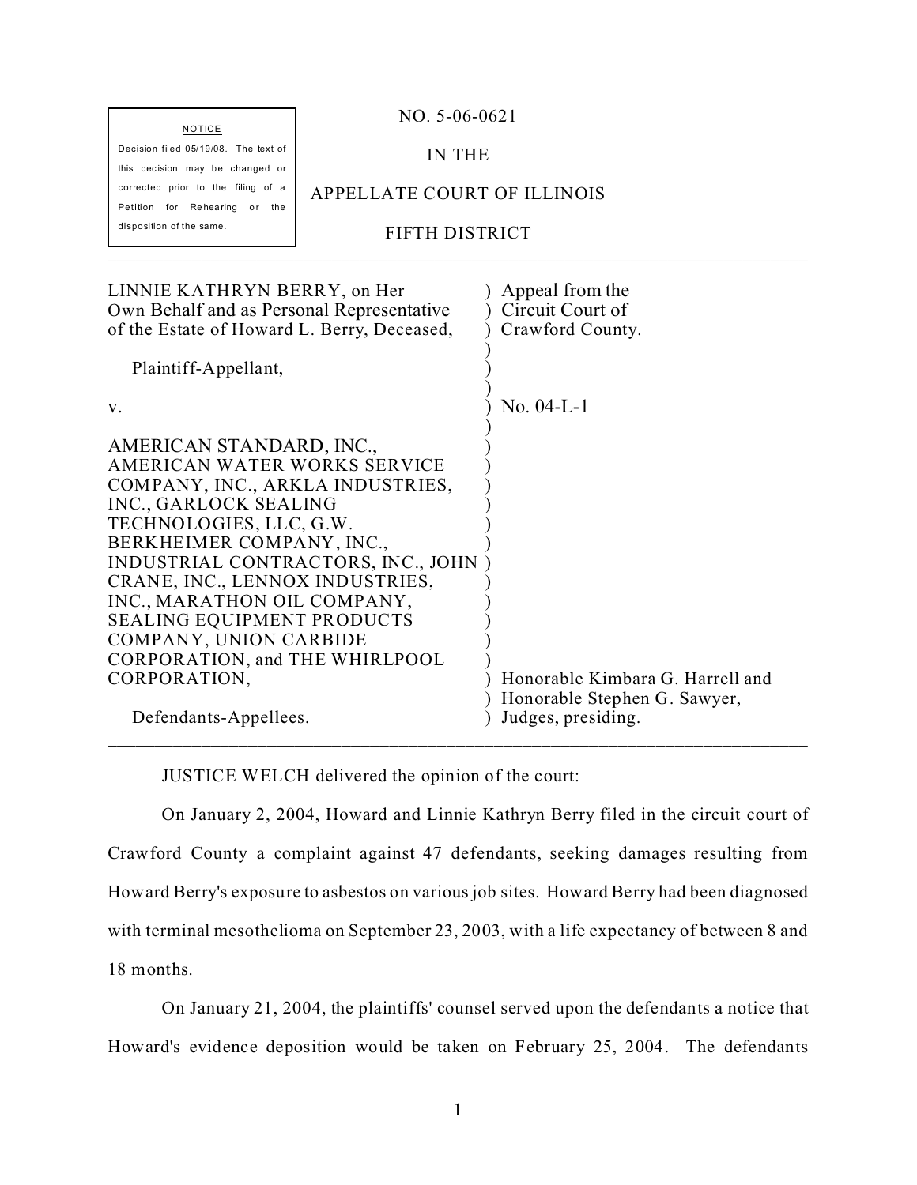NOTICE

Decision filed 05/19/08. The text of this decision may be changed or corrected prior to the filing of a Petition for Rehearing or the disposition of the same.

NO. 5-06-0621

IN THE

APPELLATE COURT OF ILLINOIS

FIFTH DISTRICT

---

| | |
|---|---|
| LINNIE KATHRYN BERRY, on Her Own Behalf and as Personal Representative of the Estate of Howard L. Berry, Deceased, | ) Appeal from the<br>) Circuit Court of<br>) Crawford County. |
| Plaintiff-Appellant, | ) |
| v. | ) No. 04-L-1 |
| AMERICAN STANDARD, INC., AMERICAN WATER WORKS SERVICE COMPANY, INC., ARKLA INDUSTRIES, INC., GARLOCK SEALING TECHNOLOGIES, LLC, G.W. BERKHEIMER COMPANY, INC., INDUSTRIAL CONTRACTORS, INC., JOHN CRANE, INC., LENNOX INDUSTRIES, INC., MARATHON OIL COMPANY, SEALING EQUIPMENT PRODUCTS COMPANY, UNION CARBIDE CORPORATION, and THE WHIRLPOOL CORPORATION, | ) Honorable Kimbara G. Harrell and<br>) Honorable Stephen G. Sawyer, |
| Defendants-Appellees. | ) Judges, presiding. |

---

JUSTICE WELCH delivered the opinion of the court:

On January 2, 2004, Howard and Linnie Kathryn Berry filed in the circuit court of Crawford County a complaint against 47 defendants, seeking damages resulting from Howard Berry's exposure to asbestos on various job sites. Howard Berry had been diagnosed with terminal mesothelioma on September 23, 2003, with a life expectancy of between 8 and 18 months.

On January 21, 2004, the plaintiffs' counsel served upon the defendants a notice that Howard's evidence deposition would be taken on February 25, 2004. The defendants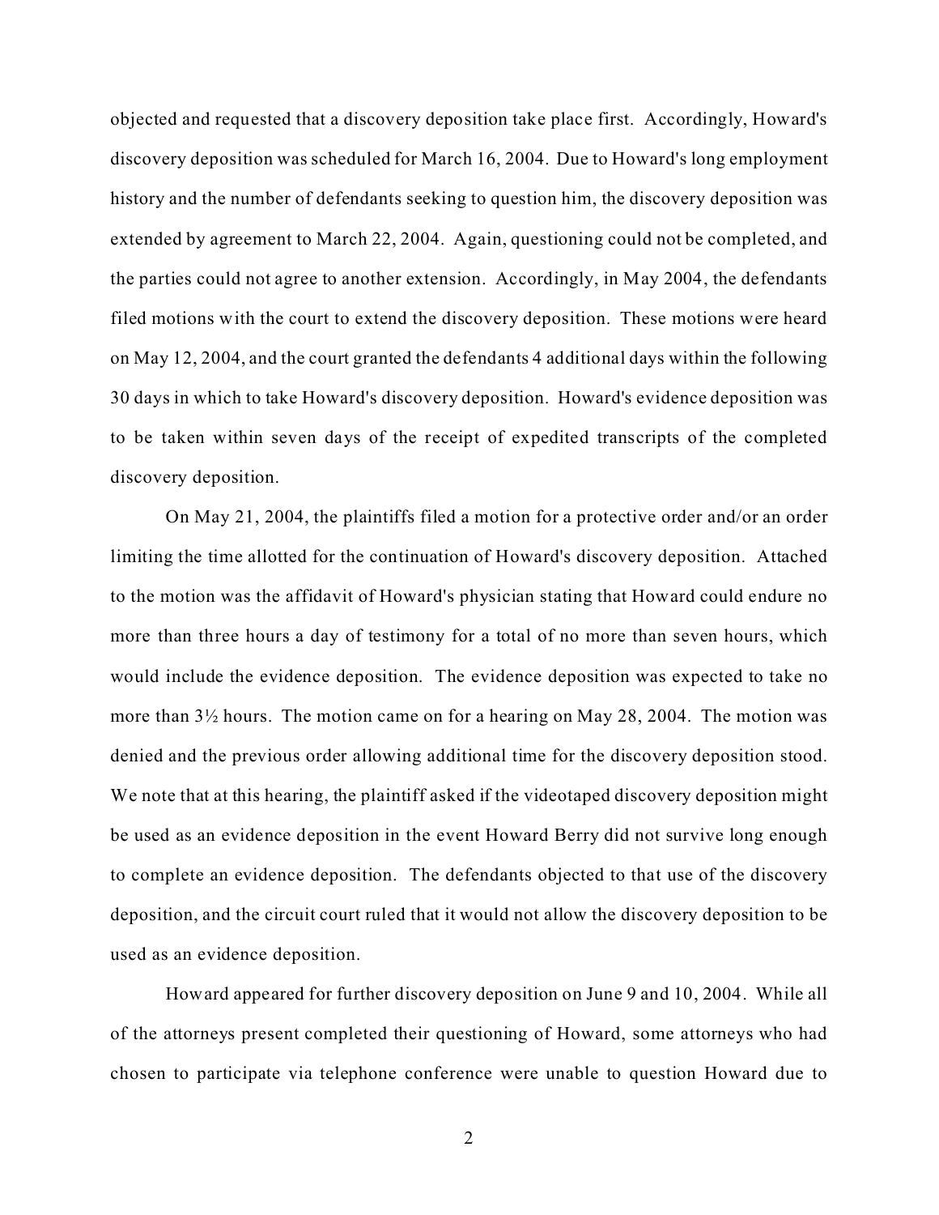objected and requested that a discovery deposition take place first. Accordingly, Howard's discovery deposition was scheduled for March 16, 2004. Due to Howard's long employment history and the number of defendants seeking to question him, the discovery deposition was extended by agreement to March 22, 2004. Again, questioning could not be completed, and the parties could not agree to another extension. Accordingly, in May 2004, the defendants filed motions with the court to extend the discovery deposition. These motions were heard on May 12, 2004, and the court granted the defendants 4 additional days within the following 30 days in which to take Howard's discovery deposition. Howard's evidence deposition was to be taken within seven days of the receipt of expedited transcripts of the completed discovery deposition.

On May 21, 2004, the plaintiffs filed a motion for a protective order and/or an order limiting the time allotted for the continuation of Howard's discovery deposition. Attached to the motion was the affidavit of Howard's physician stating that Howard could endure no more than three hours a day of testimony for a total of no more than seven hours, which would include the evidence deposition. The evidence deposition was expected to take no more than 3½ hours. The motion came on for a hearing on May 28, 2004. The motion was denied and the previous order allowing additional time for the discovery deposition stood. We note that at this hearing, the plaintiff asked if the videotaped discovery deposition might be used as an evidence deposition in the event Howard Berry did not survive long enough to complete an evidence deposition. The defendants objected to that use of the discovery deposition, and the circuit court ruled that it would not allow the discovery deposition to be used as an evidence deposition.

Howard appeared for further discovery deposition on June 9 and 10, 2004. While all of the attorneys present completed their questioning of Howard, some attorneys who had chosen to participate via telephone conference were unable to question Howard due to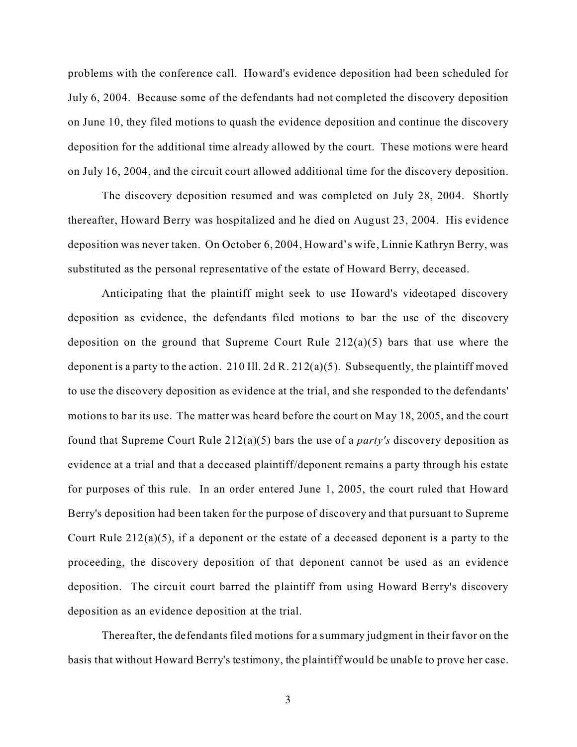problems with the conference call. Howard's evidence deposition had been scheduled for July 6, 2004. Because some of the defendants had not completed the discovery deposition on June 10, they filed motions to quash the evidence deposition and continue the discovery deposition for the additional time already allowed by the court. These motions were heard on July 16, 2004, and the circuit court allowed additional time for the discovery deposition.

The discovery deposition resumed and was completed on July 28, 2004. Shortly thereafter, Howard Berry was hospitalized and he died on August 23, 2004. His evidence deposition was never taken. On October 6, 2004, Howard's wife, Linnie Kathryn Berry, was substituted as the personal representative of the estate of Howard Berry, deceased.

Anticipating that the plaintiff might seek to use Howard's videotaped discovery deposition as evidence, the defendants filed motions to bar the use of the discovery deposition on the ground that Supreme Court Rule 212(a)(5) bars that use where the deponent is a party to the action. 210 Ill. 2d R. 212(a)(5). Subsequently, the plaintiff moved to use the discovery deposition as evidence at the trial, and she responded to the defendants' motions to bar its use. The matter was heard before the court on May 18, 2005, and the court found that Supreme Court Rule 212(a)(5) bars the use of a *party's* discovery deposition as evidence at a trial and that a deceased plaintiff/deponent remains a party through his estate for purposes of this rule. In an order entered June 1, 2005, the court ruled that Howard Berry's deposition had been taken for the purpose of discovery and that pursuant to Supreme Court Rule 212(a)(5), if a deponent or the estate of a deceased deponent is a party to the proceeding, the discovery deposition of that deponent cannot be used as an evidence deposition. The circuit court barred the plaintiff from using Howard Berry's discovery deposition as an evidence deposition at the trial.

Thereafter, the defendants filed motions for a summary judgment in their favor on the basis that without Howard Berry's testimony, the plaintiff would be unable to prove her case.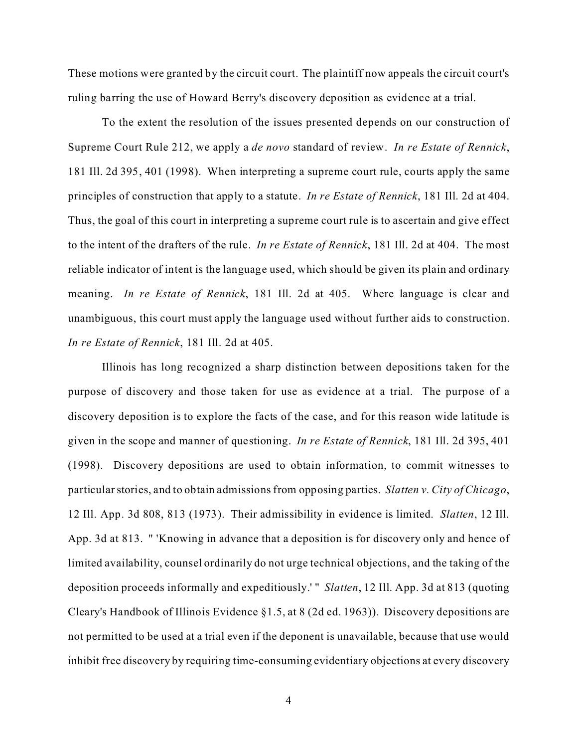These motions were granted by the circuit court. The plaintiff now appeals the circuit court's ruling barring the use of Howard Berry's discovery deposition as evidence at a trial.

To the extent the resolution of the issues presented depends on our construction of Supreme Court Rule 212, we apply a *de novo* standard of review. *In re Estate of Rennick*, 181 Ill. 2d 395, 401 (1998). When interpreting a supreme court rule, courts apply the same principles of construction that apply to a statute. *In re Estate of Rennick*, 181 Ill. 2d at 404. Thus, the goal of this court in interpreting a supreme court rule is to ascertain and give effect to the intent of the drafters of the rule. *In re Estate of Rennick*, 181 Ill. 2d at 404. The most reliable indicator of intent is the language used, which should be given its plain and ordinary meaning. *In re Estate of Rennick*, 181 Ill. 2d at 405. Where language is clear and unambiguous, this court must apply the language used without further aids to construction. *In re Estate of Rennick*, 181 Ill. 2d at 405.

Illinois has long recognized a sharp distinction between depositions taken for the purpose of discovery and those taken for use as evidence at a trial. The purpose of a discovery deposition is to explore the facts of the case, and for this reason wide latitude is given in the scope and manner of questioning. *In re Estate of Rennick*, 181 Ill. 2d 395, 401 (1998). Discovery depositions are used to obtain information, to commit witnesses to particular stories, and to obtain admissions from opposing parties. *Slatten v. City of Chicago*, 12 Ill. App. 3d 808, 813 (1973). Their admissibility in evidence is limited. *Slatten*, 12 Ill. App. 3d at 813. " 'Knowing in advance that a deposition is for discovery only and hence of limited availability, counsel ordinarily do not urge technical objections, and the taking of the deposition proceeds informally and expeditiously.' " *Slatten*, 12 Ill. App. 3d at 813 (quoting Cleary's Handbook of Illinois Evidence §1.5, at 8 (2d ed. 1963)). Discovery depositions are not permitted to be used at a trial even if the deponent is unavailable, because that use would inhibit free discovery by requiring time-consuming evidentiary objections at every discovery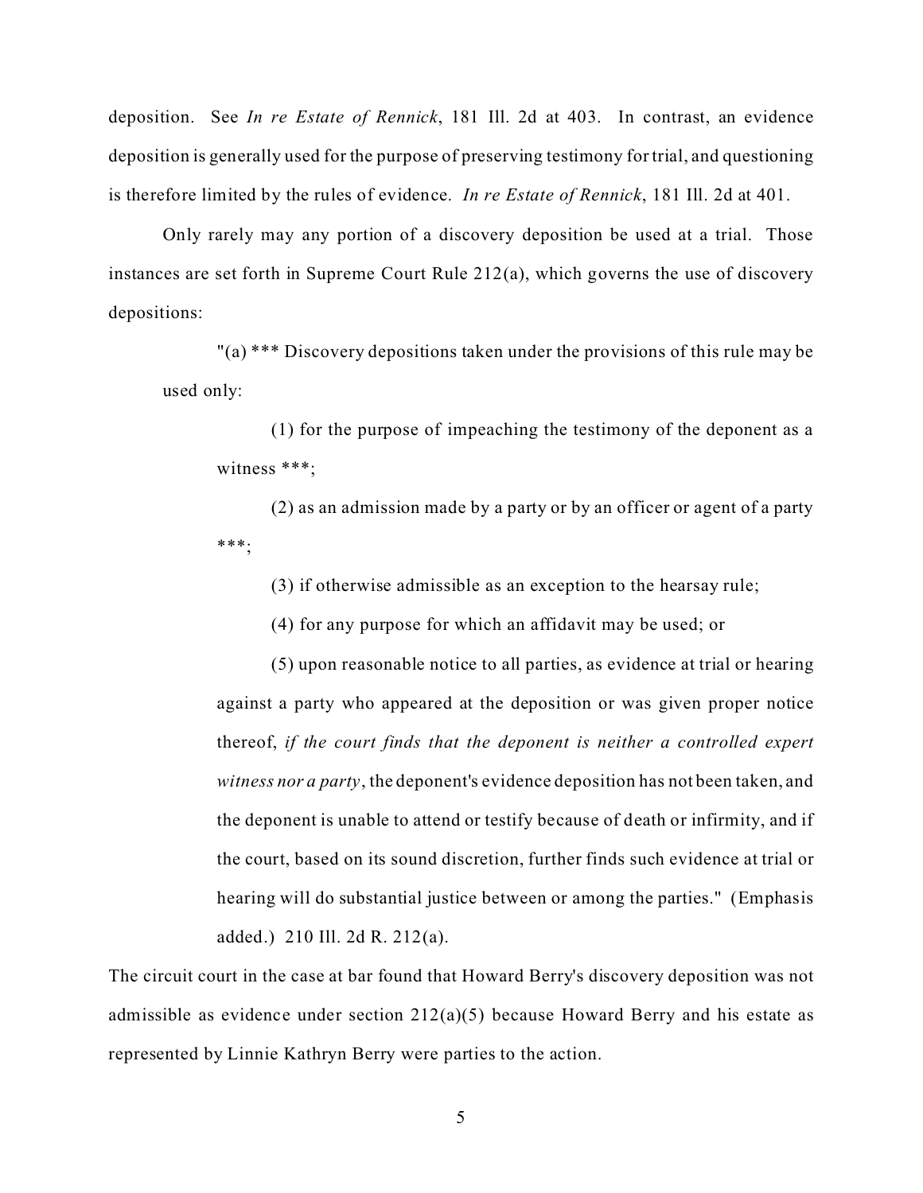deposition. See *In re Estate of Rennick*, 181 Ill. 2d at 403. In contrast, an evidence deposition is generally used for the purpose of preserving testimony for trial, and questioning is therefore limited by the rules of evidence. *In re Estate of Rennick*, 181 Ill. 2d at 401.

Only rarely may any portion of a discovery deposition be used at a trial. Those instances are set forth in Supreme Court Rule 212(a), which governs the use of discovery depositions:

> "(a) *** Discovery depositions taken under the provisions of this rule may be used only:
>
> (1) for the purpose of impeaching the testimony of the deponent as a witness ***;
>
> (2) as an admission made by a party or by an officer or agent of a party ***;
>
> (3) if otherwise admissible as an exception to the hearsay rule;
>
> (4) for any purpose for which an affidavit may be used; or
>
> (5) upon reasonable notice to all parties, as evidence at trial or hearing against a party who appeared at the deposition or was given proper notice thereof, *if the court finds that the deponent is neither a controlled expert witness nor a party*, the deponent's evidence deposition has not been taken, and the deponent is unable to attend or testify because of death or infirmity, and if the court, based on its sound discretion, further finds such evidence at trial or hearing will do substantial justice between or among the parties." (Emphasis added.) 210 Ill. 2d R. 212(a).

The circuit court in the case at bar found that Howard Berry's discovery deposition was not admissible as evidence under section 212(a)(5) because Howard Berry and his estate as represented by Linnie Kathryn Berry were parties to the action.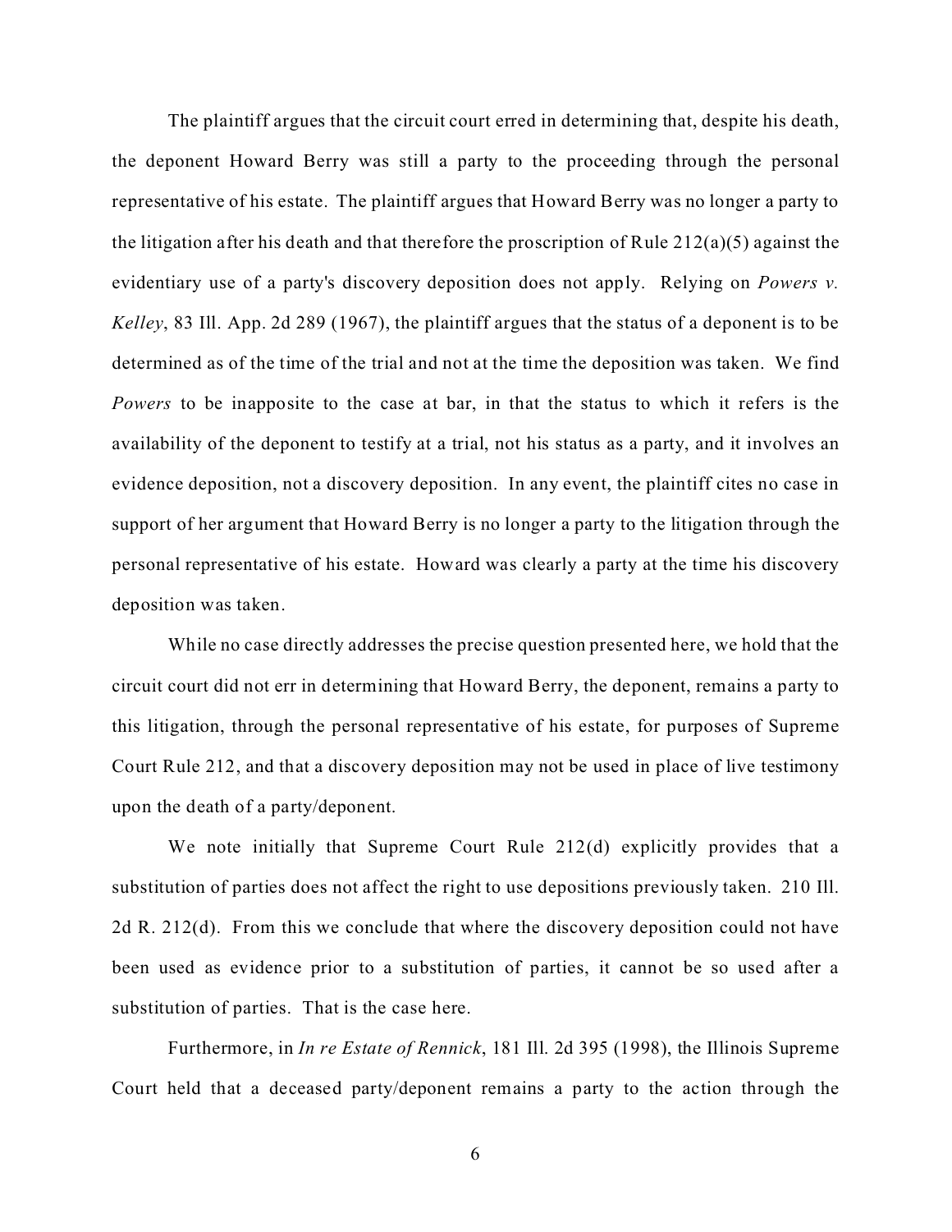The plaintiff argues that the circuit court erred in determining that, despite his death, the deponent Howard Berry was still a party to the proceeding through the personal representative of his estate. The plaintiff argues that Howard Berry was no longer a party to the litigation after his death and that therefore the proscription of Rule 212(a)(5) against the evidentiary use of a party's discovery deposition does not apply. Relying on *Powers v. Kelley*, 83 Ill. App. 2d 289 (1967), the plaintiff argues that the status of a deponent is to be determined as of the time of the trial and not at the time the deposition was taken. We find *Powers* to be inapposite to the case at bar, in that the status to which it refers is the availability of the deponent to testify at a trial, not his status as a party, and it involves an evidence deposition, not a discovery deposition. In any event, the plaintiff cites no case in support of her argument that Howard Berry is no longer a party to the litigation through the personal representative of his estate. Howard was clearly a party at the time his discovery deposition was taken.

While no case directly addresses the precise question presented here, we hold that the circuit court did not err in determining that Howard Berry, the deponent, remains a party to this litigation, through the personal representative of his estate, for purposes of Supreme Court Rule 212, and that a discovery deposition may not be used in place of live testimony upon the death of a party/deponent.

We note initially that Supreme Court Rule 212(d) explicitly provides that a substitution of parties does not affect the right to use depositions previously taken. 210 Ill. 2d R. 212(d). From this we conclude that where the discovery deposition could not have been used as evidence prior to a substitution of parties, it cannot be so used after a substitution of parties. That is the case here.

Furthermore, in *In re Estate of Rennick*, 181 Ill. 2d 395 (1998), the Illinois Supreme Court held that a deceased party/deponent remains a party to the action through the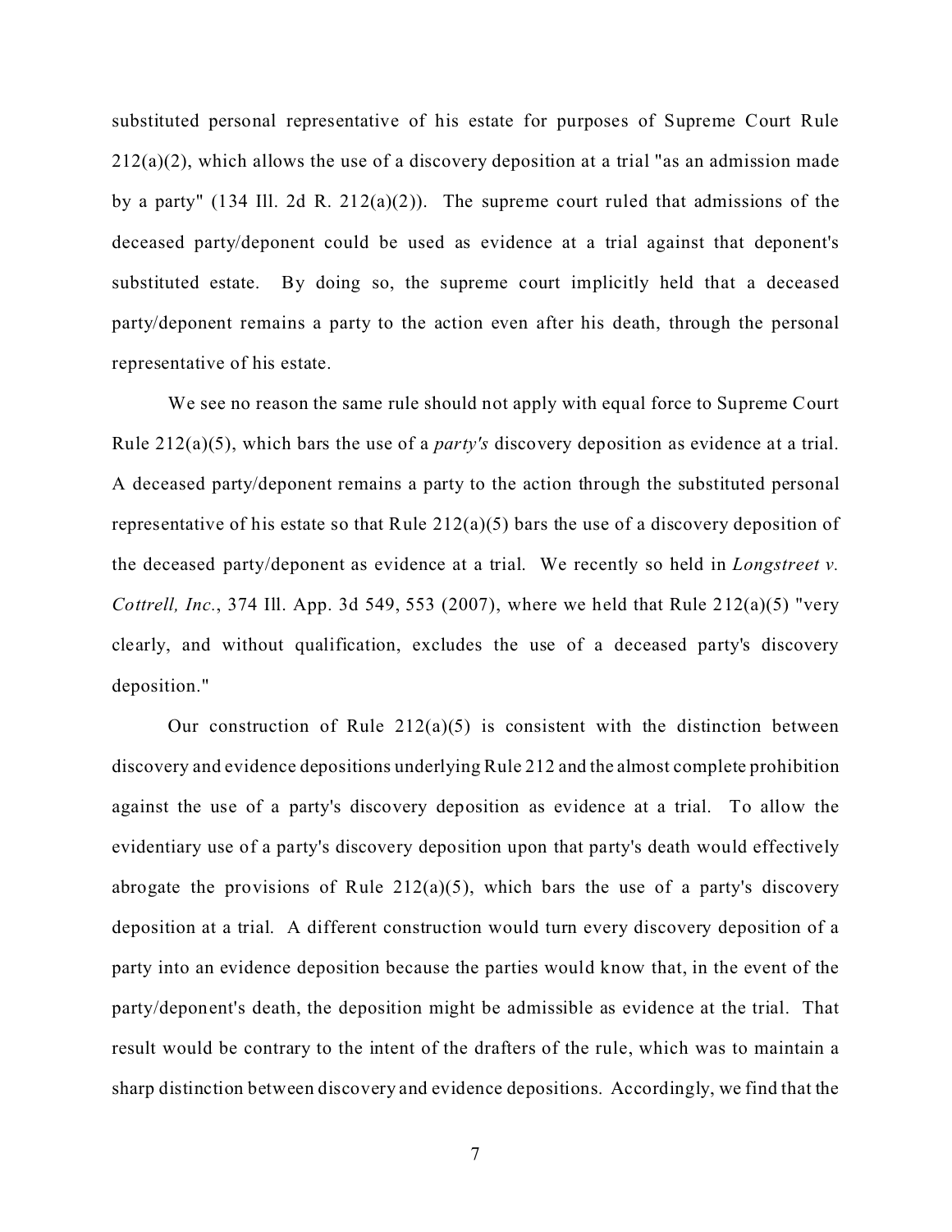substituted personal representative of his estate for purposes of Supreme Court Rule 212(a)(2), which allows the use of a discovery deposition at a trial "as an admission made by a party" (134 Ill. 2d R. 212(a)(2)). The supreme court ruled that admissions of the deceased party/deponent could be used as evidence at a trial against that deponent's substituted estate. By doing so, the supreme court implicitly held that a deceased party/deponent remains a party to the action even after his death, through the personal representative of his estate.

We see no reason the same rule should not apply with equal force to Supreme Court Rule 212(a)(5), which bars the use of a *party's* discovery deposition as evidence at a trial. A deceased party/deponent remains a party to the action through the substituted personal representative of his estate so that Rule 212(a)(5) bars the use of a discovery deposition of the deceased party/deponent as evidence at a trial. We recently so held in *Longstreet v. Cottrell, Inc.*, 374 Ill. App. 3d 549, 553 (2007), where we held that Rule 212(a)(5) "very clearly, and without qualification, excludes the use of a deceased party's discovery deposition."

Our construction of Rule 212(a)(5) is consistent with the distinction between discovery and evidence depositions underlying Rule 212 and the almost complete prohibition against the use of a party's discovery deposition as evidence at a trial. To allow the evidentiary use of a party's discovery deposition upon that party's death would effectively abrogate the provisions of Rule 212(a)(5), which bars the use of a party's discovery deposition at a trial. A different construction would turn every discovery deposition of a party into an evidence deposition because the parties would know that, in the event of the party/deponent's death, the deposition might be admissible as evidence at the trial. That result would be contrary to the intent of the drafters of the rule, which was to maintain a sharp distinction between discovery and evidence depositions. Accordingly, we find that the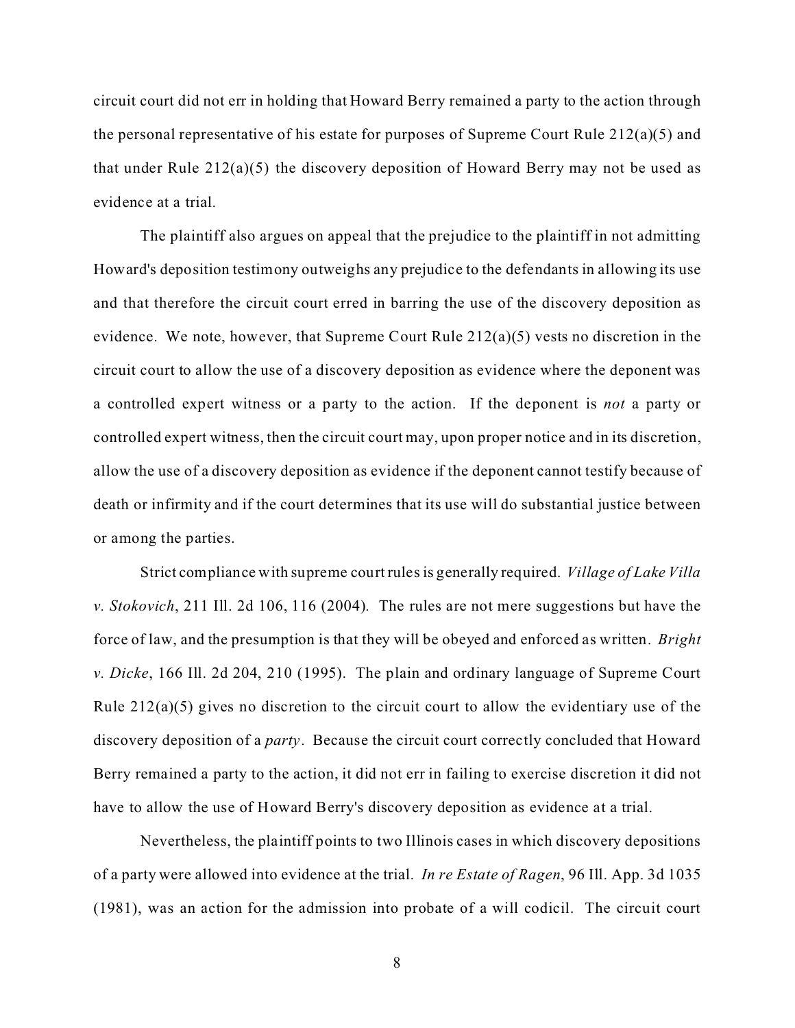circuit court did not err in holding that Howard Berry remained a party to the action through the personal representative of his estate for purposes of Supreme Court Rule 212(a)(5) and that under Rule 212(a)(5) the discovery deposition of Howard Berry may not be used as evidence at a trial.

The plaintiff also argues on appeal that the prejudice to the plaintiff in not admitting Howard's deposition testimony outweighs any prejudice to the defendants in allowing its use and that therefore the circuit court erred in barring the use of the discovery deposition as evidence. We note, however, that Supreme Court Rule 212(a)(5) vests no discretion in the circuit court to allow the use of a discovery deposition as evidence where the deponent was a controlled expert witness or a party to the action. If the deponent is *not* a party or controlled expert witness, then the circuit court may, upon proper notice and in its discretion, allow the use of a discovery deposition as evidence if the deponent cannot testify because of death or infirmity and if the court determines that its use will do substantial justice between or among the parties.

Strict compliance with supreme court rules is generally required. *Village of Lake Villa v. Stokovich*, 211 Ill. 2d 106, 116 (2004). The rules are not mere suggestions but have the force of law, and the presumption is that they will be obeyed and enforced as written. *Bright v. Dicke*, 166 Ill. 2d 204, 210 (1995). The plain and ordinary language of Supreme Court Rule 212(a)(5) gives no discretion to the circuit court to allow the evidentiary use of the discovery deposition of a *party*. Because the circuit court correctly concluded that Howard Berry remained a party to the action, it did not err in failing to exercise discretion it did not have to allow the use of Howard Berry's discovery deposition as evidence at a trial.

Nevertheless, the plaintiff points to two Illinois cases in which discovery depositions of a party were allowed into evidence at the trial. *In re Estate of Ragen*, 96 Ill. App. 3d 1035 (1981), was an action for the admission into probate of a will codicil. The circuit court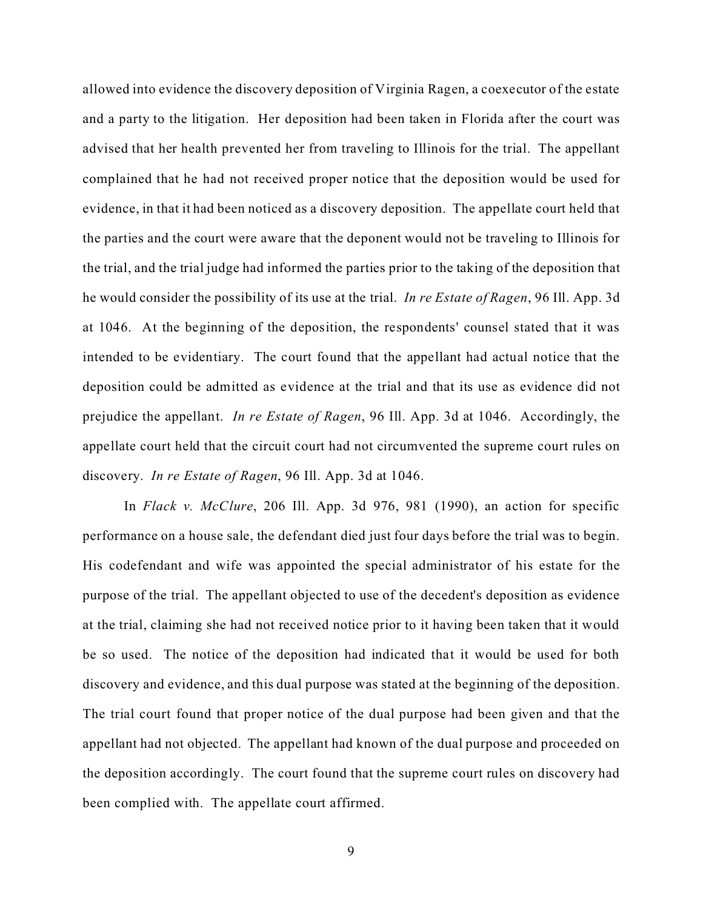allowed into evidence the discovery deposition of Virginia Ragen, a coexecutor of the estate and a party to the litigation. Her deposition had been taken in Florida after the court was advised that her health prevented her from traveling to Illinois for the trial. The appellant complained that he had not received proper notice that the deposition would be used for evidence, in that it had been noticed as a discovery deposition. The appellate court held that the parties and the court were aware that the deponent would not be traveling to Illinois for the trial, and the trial judge had informed the parties prior to the taking of the deposition that he would consider the possibility of its use at the trial. *In re Estate of Ragen*, 96 Ill. App. 3d at 1046. At the beginning of the deposition, the respondents' counsel stated that it was intended to be evidentiary. The court found that the appellant had actual notice that the deposition could be admitted as evidence at the trial and that its use as evidence did not prejudice the appellant. *In re Estate of Ragen*, 96 Ill. App. 3d at 1046. Accordingly, the appellate court held that the circuit court had not circumvented the supreme court rules on discovery. *In re Estate of Ragen*, 96 Ill. App. 3d at 1046.

In *Flack v. McClure*, 206 Ill. App. 3d 976, 981 (1990), an action for specific performance on a house sale, the defendant died just four days before the trial was to begin. His codefendant and wife was appointed the special administrator of his estate for the purpose of the trial. The appellant objected to use of the decedent's deposition as evidence at the trial, claiming she had not received notice prior to it having been taken that it would be so used. The notice of the deposition had indicated that it would be used for both discovery and evidence, and this dual purpose was stated at the beginning of the deposition. The trial court found that proper notice of the dual purpose had been given and that the appellant had not objected. The appellant had known of the dual purpose and proceeded on the deposition accordingly. The court found that the supreme court rules on discovery had been complied with. The appellate court affirmed.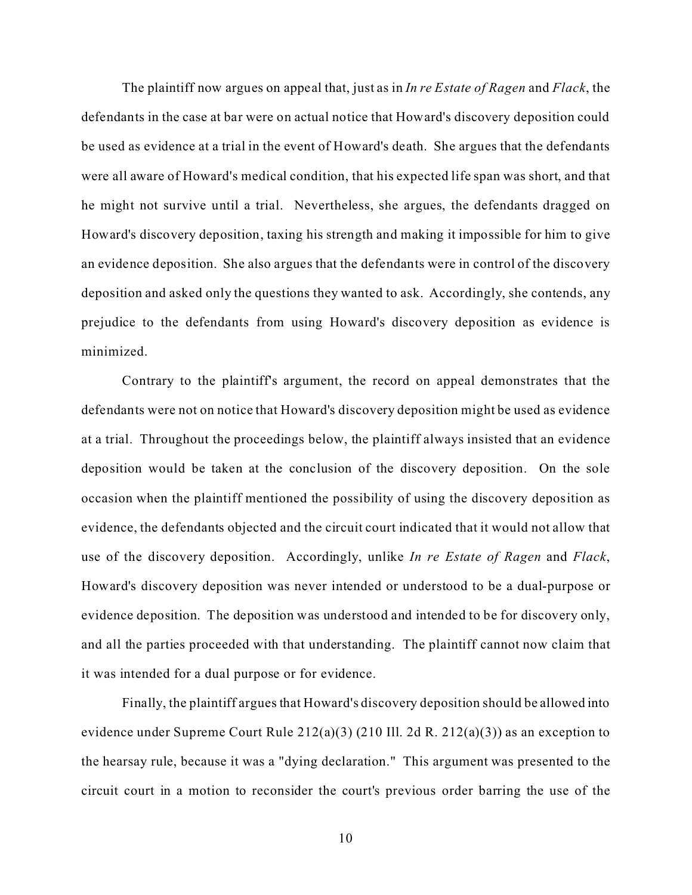The plaintiff now argues on appeal that, just as in *In re Estate of Ragen* and *Flack*, the defendants in the case at bar were on actual notice that Howard's discovery deposition could be used as evidence at a trial in the event of Howard's death. She argues that the defendants were all aware of Howard's medical condition, that his expected life span was short, and that he might not survive until a trial. Nevertheless, she argues, the defendants dragged on Howard's discovery deposition, taxing his strength and making it impossible for him to give an evidence deposition. She also argues that the defendants were in control of the discovery deposition and asked only the questions they wanted to ask. Accordingly, she contends, any prejudice to the defendants from using Howard's discovery deposition as evidence is minimized.

Contrary to the plaintiff's argument, the record on appeal demonstrates that the defendants were not on notice that Howard's discovery deposition might be used as evidence at a trial. Throughout the proceedings below, the plaintiff always insisted that an evidence deposition would be taken at the conclusion of the discovery deposition. On the sole occasion when the plaintiff mentioned the possibility of using the discovery deposition as evidence, the defendants objected and the circuit court indicated that it would not allow that use of the discovery deposition. Accordingly, unlike *In re Estate of Ragen* and *Flack*, Howard's discovery deposition was never intended or understood to be a dual-purpose or evidence deposition. The deposition was understood and intended to be for discovery only, and all the parties proceeded with that understanding. The plaintiff cannot now claim that it was intended for a dual purpose or for evidence.

Finally, the plaintiff argues that Howard's discovery deposition should be allowed into evidence under Supreme Court Rule 212(a)(3) (210 Ill. 2d R. 212(a)(3)) as an exception to the hearsay rule, because it was a "dying declaration." This argument was presented to the circuit court in a motion to reconsider the court's previous order barring the use of the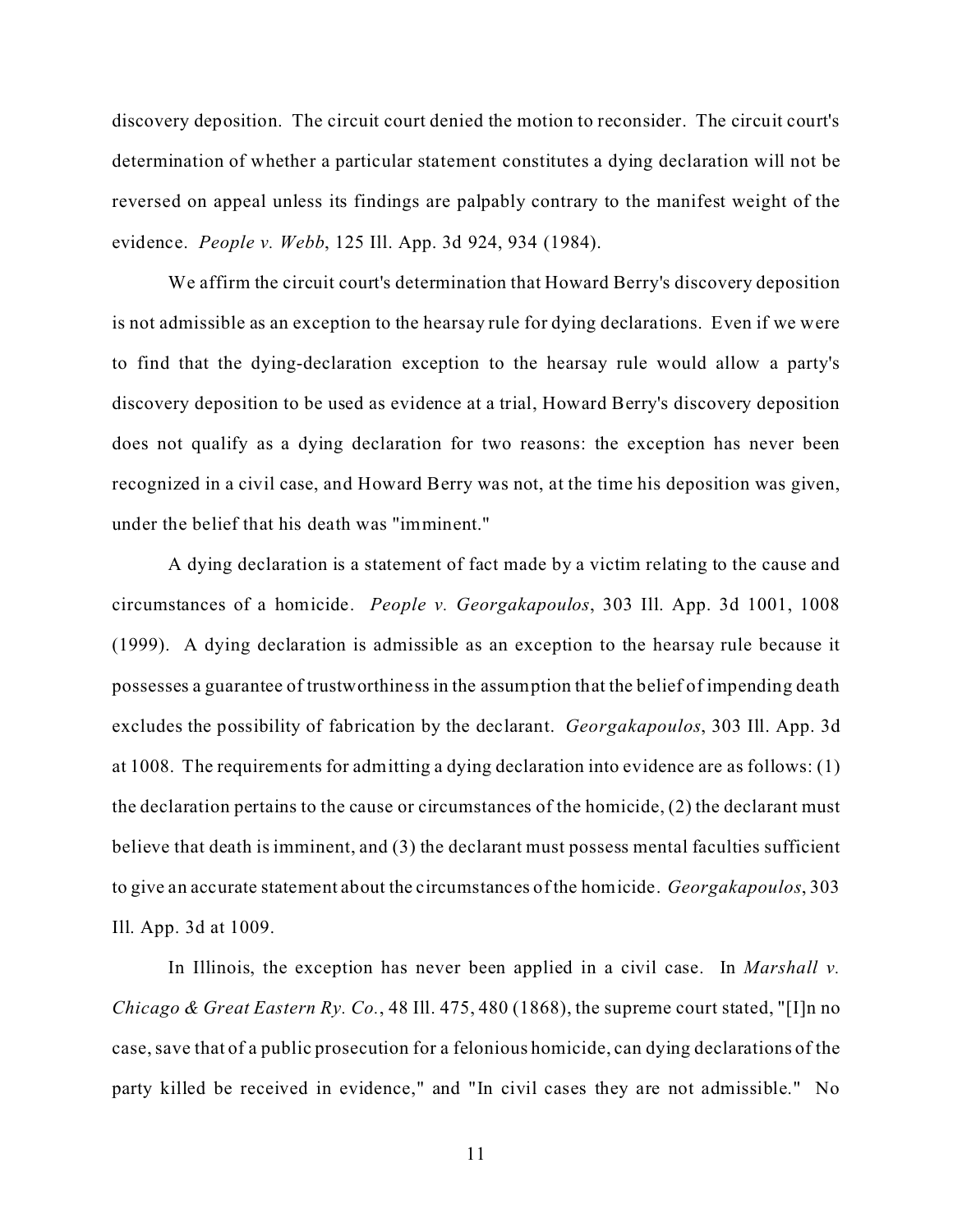discovery deposition. The circuit court denied the motion to reconsider. The circuit court's determination of whether a particular statement constitutes a dying declaration will not be reversed on appeal unless its findings are palpably contrary to the manifest weight of the evidence. *People v. Webb*, 125 Ill. App. 3d 924, 934 (1984).

We affirm the circuit court's determination that Howard Berry's discovery deposition is not admissible as an exception to the hearsay rule for dying declarations. Even if we were to find that the dying-declaration exception to the hearsay rule would allow a party's discovery deposition to be used as evidence at a trial, Howard Berry's discovery deposition does not qualify as a dying declaration for two reasons: the exception has never been recognized in a civil case, and Howard Berry was not, at the time his deposition was given, under the belief that his death was "imminent."

A dying declaration is a statement of fact made by a victim relating to the cause and circumstances of a homicide. *People v. Georgakapoulos*, 303 Ill. App. 3d 1001, 1008 (1999). A dying declaration is admissible as an exception to the hearsay rule because it possesses a guarantee of trustworthiness in the assumption that the belief of impending death excludes the possibility of fabrication by the declarant. *Georgakapoulos*, 303 Ill. App. 3d at 1008. The requirements for admitting a dying declaration into evidence are as follows: (1) the declaration pertains to the cause or circumstances of the homicide, (2) the declarant must believe that death is imminent, and (3) the declarant must possess mental faculties sufficient to give an accurate statement about the circumstances of the homicide. *Georgakapoulos*, 303 Ill. App. 3d at 1009.

In Illinois, the exception has never been applied in a civil case. In *Marshall v. Chicago & Great Eastern Ry. Co.*, 48 Ill. 475, 480 (1868), the supreme court stated, "[I]n no case, save that of a public prosecution for a felonious homicide, can dying declarations of the party killed be received in evidence," and "In civil cases they are not admissible." No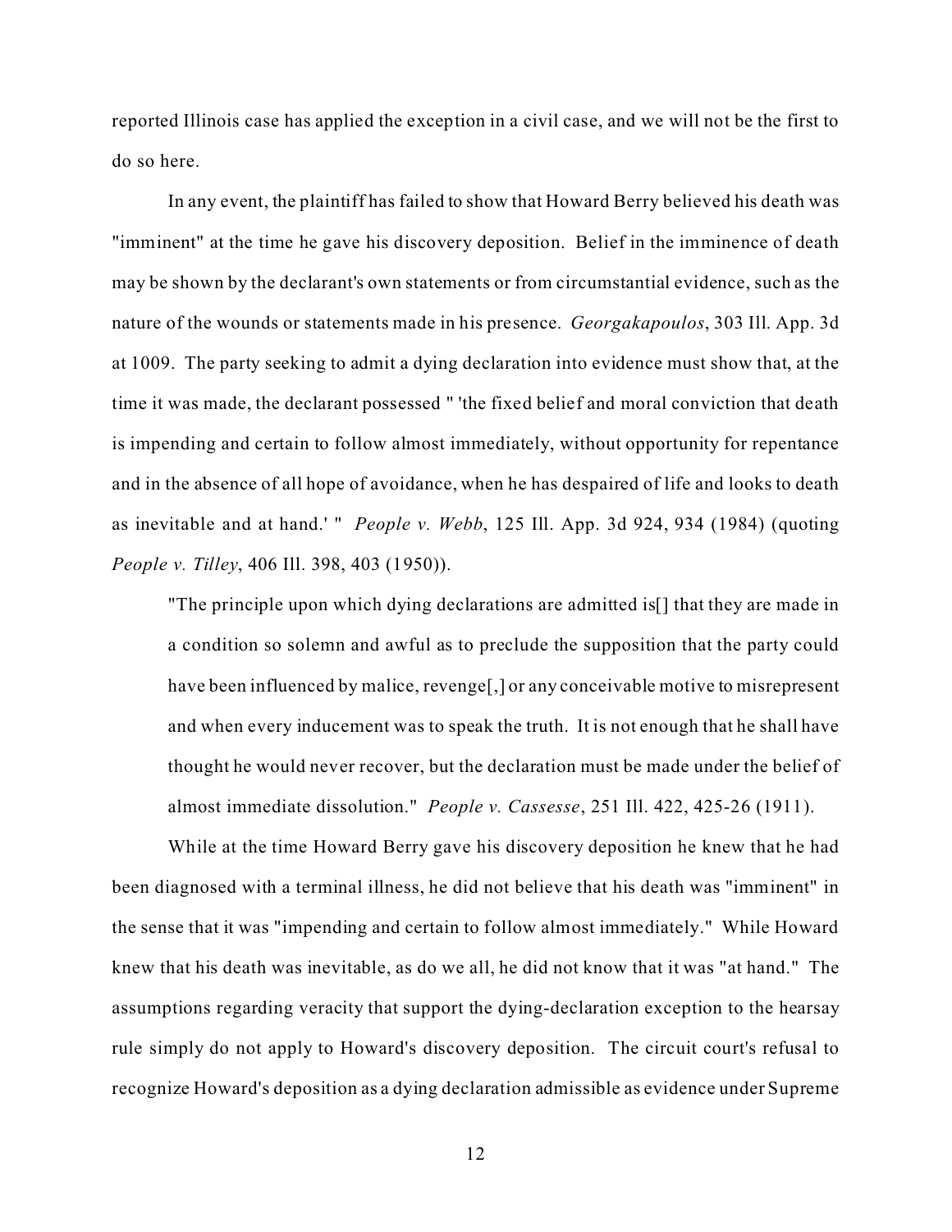reported Illinois case has applied the exception in a civil case, and we will not be the first to do so here.

In any event, the plaintiff has failed to show that Howard Berry believed his death was "imminent" at the time he gave his discovery deposition. Belief in the imminence of death may be shown by the declarant's own statements or from circumstantial evidence, such as the nature of the wounds or statements made in his presence. *Georgakapoulos*, 303 Ill. App. 3d at 1009. The party seeking to admit a dying declaration into evidence must show that, at the time it was made, the declarant possessed " 'the fixed belief and moral conviction that death is impending and certain to follow almost immediately, without opportunity for repentance and in the absence of all hope of avoidance, when he has despaired of life and looks to death as inevitable and at hand.' " *People v. Webb*, 125 Ill. App. 3d 924, 934 (1984) (quoting *People v. Tilley*, 406 Ill. 398, 403 (1950)).

> "The principle upon which dying declarations are admitted is[] that they are made in a condition so solemn and awful as to preclude the supposition that the party could have been influenced by malice, revenge[,] or any conceivable motive to misrepresent and when every inducement was to speak the truth. It is not enough that he shall have thought he would never recover, but the declaration must be made under the belief of almost immediate dissolution." *People v. Cassesse*, 251 Ill. 422, 425-26 (1911).

While at the time Howard Berry gave his discovery deposition he knew that he had been diagnosed with a terminal illness, he did not believe that his death was "imminent" in the sense that it was "impending and certain to follow almost immediately." While Howard knew that his death was inevitable, as do we all, he did not know that it was "at hand." The assumptions regarding veracity that support the dying-declaration exception to the hearsay rule simply do not apply to Howard's discovery deposition. The circuit court's refusal to recognize Howard's deposition as a dying declaration admissible as evidence under Supreme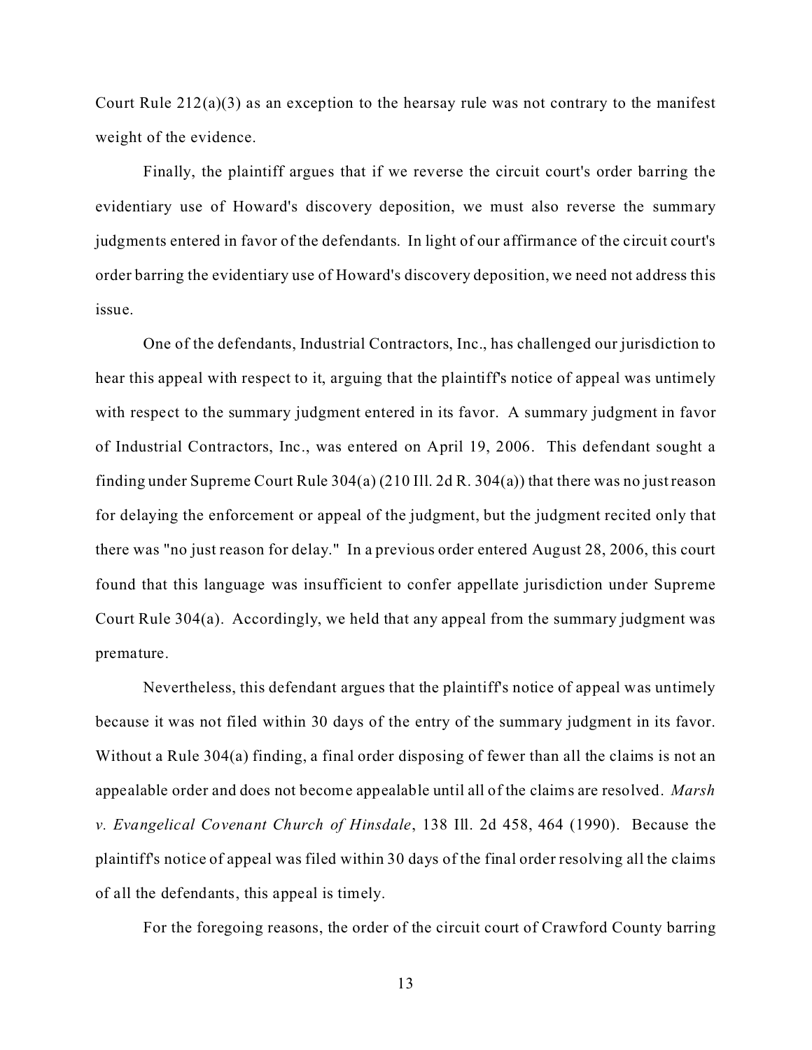Court Rule 212(a)(3) as an exception to the hearsay rule was not contrary to the manifest weight of the evidence.

Finally, the plaintiff argues that if we reverse the circuit court's order barring the evidentiary use of Howard's discovery deposition, we must also reverse the summary judgments entered in favor of the defendants. In light of our affirmance of the circuit court's order barring the evidentiary use of Howard's discovery deposition, we need not address this issue.

One of the defendants, Industrial Contractors, Inc., has challenged our jurisdiction to hear this appeal with respect to it, arguing that the plaintiff's notice of appeal was untimely with respect to the summary judgment entered in its favor. A summary judgment in favor of Industrial Contractors, Inc., was entered on April 19, 2006. This defendant sought a finding under Supreme Court Rule 304(a) (210 Ill. 2d R. 304(a)) that there was no just reason for delaying the enforcement or appeal of the judgment, but the judgment recited only that there was "no just reason for delay." In a previous order entered August 28, 2006, this court found that this language was insufficient to confer appellate jurisdiction under Supreme Court Rule 304(a). Accordingly, we held that any appeal from the summary judgment was premature.

Nevertheless, this defendant argues that the plaintiff's notice of appeal was untimely because it was not filed within 30 days of the entry of the summary judgment in its favor. Without a Rule 304(a) finding, a final order disposing of fewer than all the claims is not an appealable order and does not become appealable until all of the claims are resolved. *Marsh v. Evangelical Covenant Church of Hinsdale*, 138 Ill. 2d 458, 464 (1990). Because the plaintiff's notice of appeal was filed within 30 days of the final order resolving all the claims of all the defendants, this appeal is timely.

For the foregoing reasons, the order of the circuit court of Crawford County barring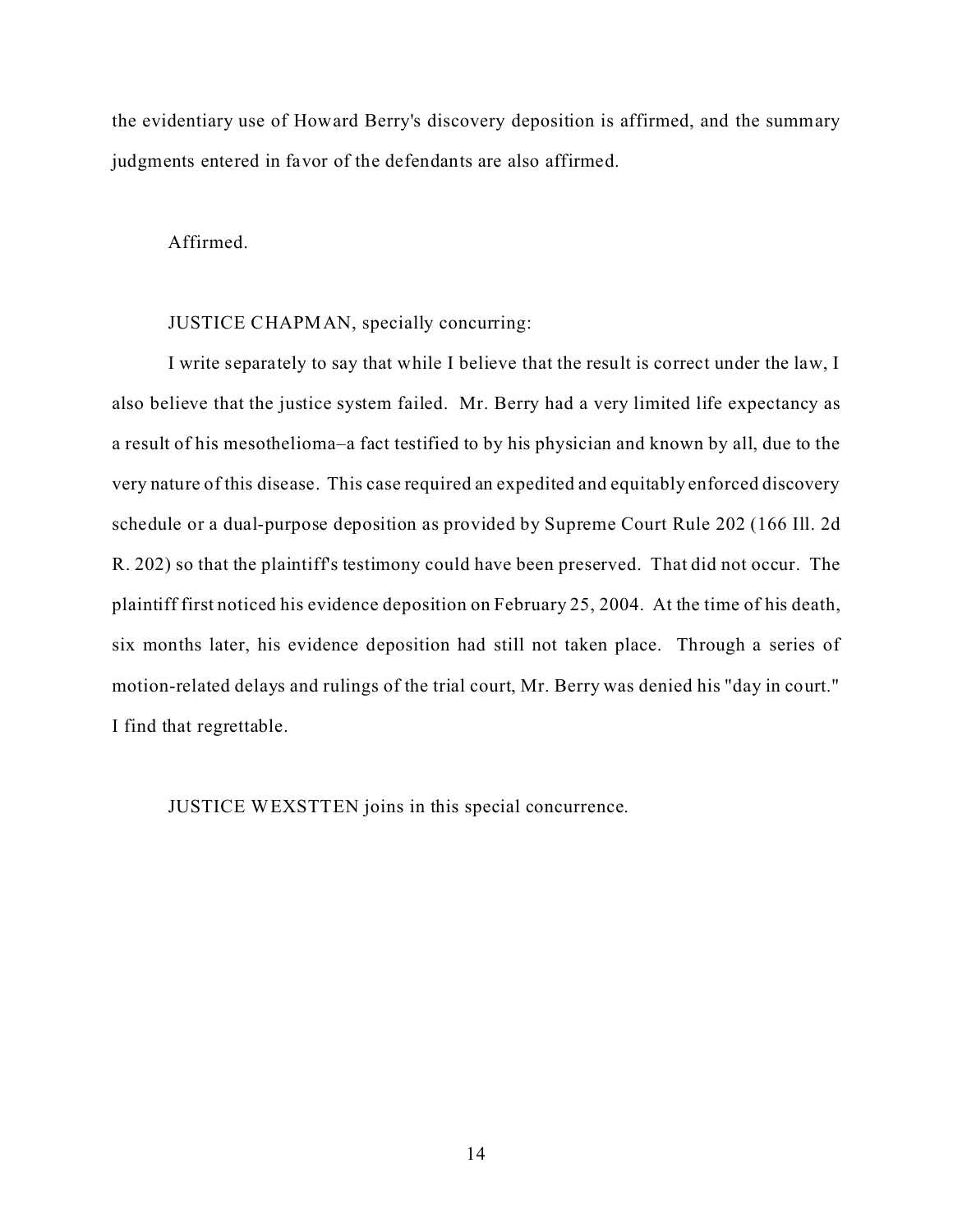the evidentiary use of Howard Berry's discovery deposition is affirmed, and the summary judgments entered in favor of the defendants are also affirmed.

Affirmed.

JUSTICE CHAPMAN, specially concurring:

I write separately to say that while I believe that the result is correct under the law, I also believe that the justice system failed. Mr. Berry had a very limited life expectancy as a result of his mesothelioma–a fact testified to by his physician and known by all, due to the very nature of this disease. This case required an expedited and equitably enforced discovery schedule or a dual-purpose deposition as provided by Supreme Court Rule 202 (166 Ill. 2d R. 202) so that the plaintiff's testimony could have been preserved. That did not occur. The plaintiff first noticed his evidence deposition on February 25, 2004. At the time of his death, six months later, his evidence deposition had still not taken place. Through a series of motion-related delays and rulings of the trial court, Mr. Berry was denied his "day in court." I find that regrettable.

JUSTICE WEXSTTEN joins in this special concurrence.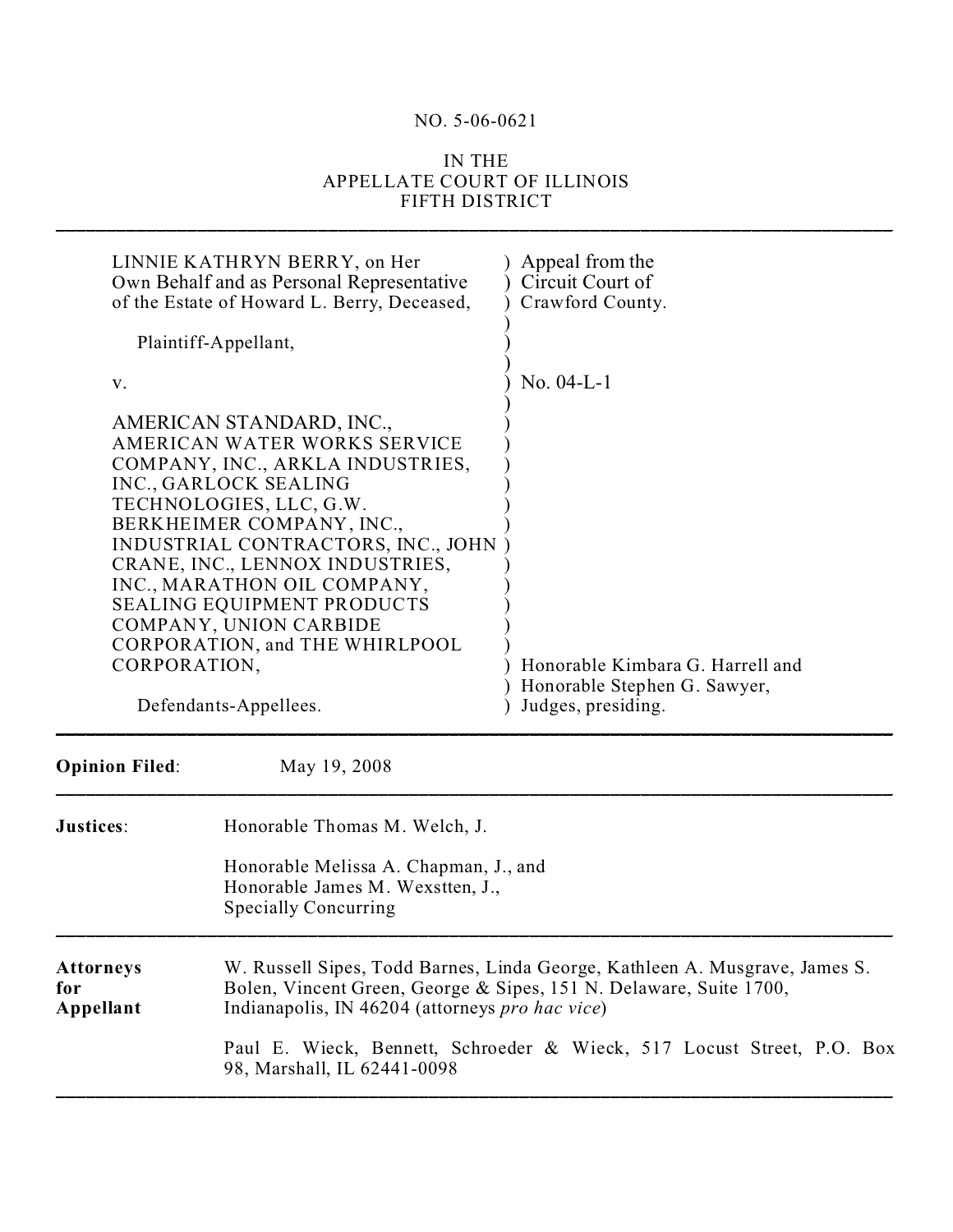NO. 5-06-0621

IN THE
APPELLATE COURT OF ILLINOIS
FIFTH DISTRICT

---

| | |
|---|---|
| LINNIE KATHRYN BERRY, on Her Own Behalf and as Personal Representative of the Estate of Howard L. Berry, Deceased, | ) Appeal from the ) Circuit Court of ) Crawford County. |
| Plaintiff-Appellant, | ) |
| v. | ) No. 04-L-1 |
| AMERICAN STANDARD, INC., AMERICAN WATER WORKS SERVICE COMPANY, INC., ARKLA INDUSTRIES, INC., GARLOCK SEALING TECHNOLOGIES, LLC, G.W. BERKHEIMER COMPANY, INC., INDUSTRIAL CONTRACTORS, INC., JOHN CRANE, INC., LENNOX INDUSTRIES, INC., MARATHON OIL COMPANY, SEALING EQUIPMENT PRODUCTS COMPANY, UNION CARBIDE CORPORATION, and THE WHIRLPOOL CORPORATION, | ) |
| Defendants-Appellees. | ) Honorable Kimbara G. Harrell and ) Honorable Stephen G. Sawyer, ) Judges, presiding. |

---

**Opinion Filed**: May 19, 2008

---

**Justices**: Honorable Thomas M. Welch, J.

Honorable Melissa A. Chapman, J., and
Honorable James M. Wexstten, J.,
Specially Concurring

---

**Attorneys for Appellant**

W. Russell Sipes, Todd Barnes, Linda George, Kathleen A. Musgrave, James S. Bolen, Vincent Green, George & Sipes, 151 N. Delaware, Suite 1700, Indianapolis, IN 46204 (attorneys *pro hac vice*)

Paul E. Wieck, Bennett, Schroeder & Wieck, 517 Locust Street, P.O. Box 98, Marshall, IL 62441-0098

---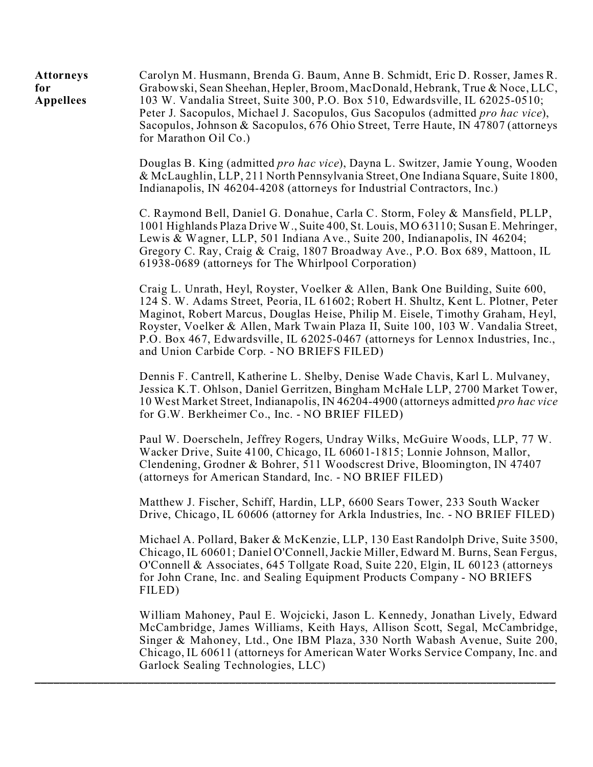**Attorneys for Appellees**

Carolyn M. Husmann, Brenda G. Baum, Anne B. Schmidt, Eric D. Rosser, James R. Grabowski, Sean Sheehan, Hepler, Broom, MacDonald, Hebrank, True & Noce, LLC, 103 W. Vandalia Street, Suite 300, P.O. Box 510, Edwardsville, IL 62025-0510; Peter J. Sacopulos, Michael J. Sacopulos, Gus Sacopulos (admitted *pro hac vice*), Sacopulos, Johnson & Sacopulos, 676 Ohio Street, Terre Haute, IN 47807 (attorneys for Marathon Oil Co.)

Douglas B. King (admitted *pro hac vice*), Dayna L. Switzer, Jamie Young, Wooden & McLaughlin, LLP, 211 North Pennsylvania Street, One Indiana Square, Suite 1800, Indianapolis, IN 46204-4208 (attorneys for Industrial Contractors, Inc.)

C. Raymond Bell, Daniel G. Donahue, Carla C. Storm, Foley & Mansfield, PLLP, 1001 Highlands Plaza Drive W., Suite 400, St. Louis, MO 63110; Susan E. Mehringer, Lewis & Wagner, LLP, 501 Indiana Ave., Suite 200, Indianapolis, IN 46204; Gregory C. Ray, Craig & Craig, 1807 Broadway Ave., P.O. Box 689, Mattoon, IL 61938-0689 (attorneys for The Whirlpool Corporation)

Craig L. Unrath, Heyl, Royster, Voelker & Allen, Bank One Building, Suite 600, 124 S. W. Adams Street, Peoria, IL 61602; Robert H. Shultz, Kent L. Plotner, Peter Maginot, Robert Marcus, Douglas Heise, Philip M. Eisele, Timothy Graham, Heyl, Royster, Voelker & Allen, Mark Twain Plaza II, Suite 100, 103 W. Vandalia Street, P.O. Box 467, Edwardsville, IL 62025-0467 (attorneys for Lennox Industries, Inc., and Union Carbide Corp. - NO BRIEFS FILED)

Dennis F. Cantrell, Katherine L. Shelby, Denise Wade Chavis, Karl L. Mulvaney, Jessica K.T. Ohlson, Daniel Gerritzen, Bingham McHale LLP, 2700 Market Tower, 10 West Market Street, Indianapolis, IN 46204-4900 (attorneys admitted *pro hac vice* for G.W. Berkheimer Co., Inc. - NO BRIEF FILED)

Paul W. Doerscheln, Jeffrey Rogers, Undray Wilks, McGuire Woods, LLP, 77 W. Wacker Drive, Suite 4100, Chicago, IL 60601-1815; Lonnie Johnson, Mallor, Clendening, Grodner & Bohrer, 511 Woodscrest Drive, Bloomington, IN 47407 (attorneys for American Standard, Inc. - NO BRIEF FILED)

Matthew J. Fischer, Schiff, Hardin, LLP, 6600 Sears Tower, 233 South Wacker Drive, Chicago, IL 60606 (attorney for Arkla Industries, Inc. - NO BRIEF FILED)

Michael A. Pollard, Baker & McKenzie, LLP, 130 East Randolph Drive, Suite 3500, Chicago, IL 60601; Daniel O'Connell, Jackie Miller, Edward M. Burns, Sean Fergus, O'Connell & Associates, 645 Tollgate Road, Suite 220, Elgin, IL 60123 (attorneys for John Crane, Inc. and Sealing Equipment Products Company - NO BRIEFS FILED)

William Mahoney, Paul E. Wojcicki, Jason L. Kennedy, Jonathan Lively, Edward McCambridge, James Williams, Keith Hays, Allison Scott, Segal, McCambridge, Singer & Mahoney, Ltd., One IBM Plaza, 330 North Wabash Avenue, Suite 200, Chicago, IL 60611 (attorneys for American Water Works Service Company, Inc. and Garlock Sealing Technologies, LLC)